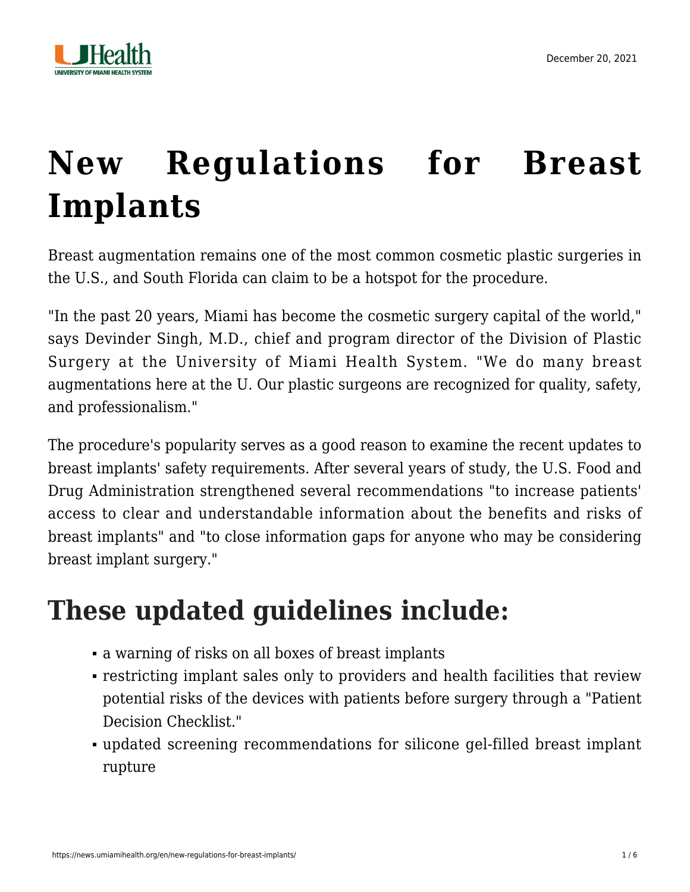December 20, 2021

# New Regulations for Breast Implants

Breast augmentation remains one of the most common cosmetic plastic surgeries in the U.S., and South Florida can claim to be a hotspot for the procedure.

"In the past 20 years, Miami has become the cosmetic surgery capital of the world," says Devinder Singh, M.D., chief and program director of the Division of Plastic Surgery at the University of Miami Health System. "We do many breast augmentations here at the U. Our plastic surgeons are recognized for quality, safety, and professionalism."

The procedure's popularity serves as a good reason to examine the recent updates to breast implants' safety requirements. After several years of study, the U.S. Food and Drug Administration strengthened several recommendations "to increase patients' access to clear and understandable information about the benefits and risks of breast implants" and "to close information gaps for anyone who may be considering breast implant surgery."

## These updated guidelines include:

- a warning of risks on all boxes of breast implants
- restricting implant sales only to providers and health facilities that review potential risks of the devices with patients before surgery through a "Patient Decision Checklist."
- updated screening recommendations for silicone gel-filled breast implant rupture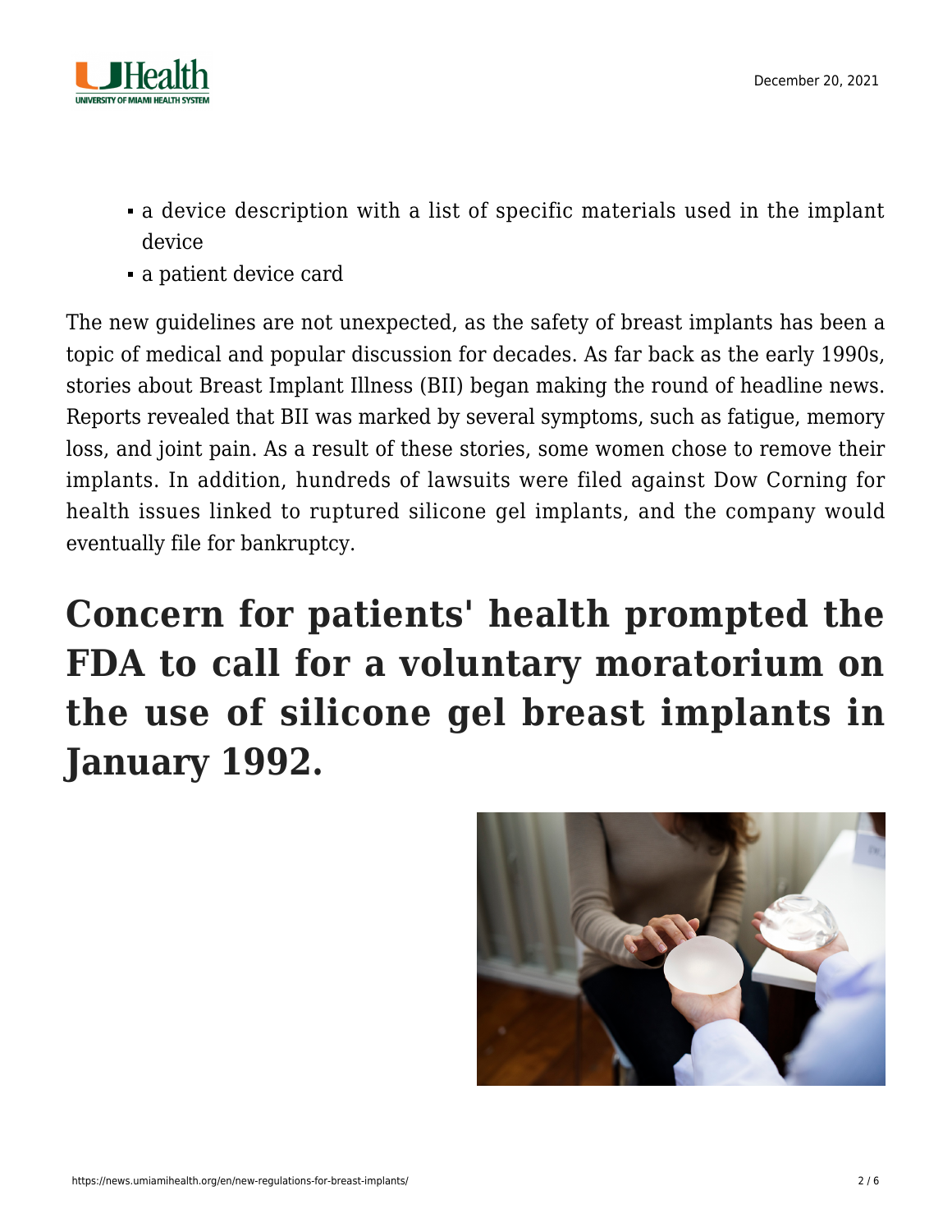- a device description with a list of specific materials used in the implant device
- a patient device card

The new guidelines are not unexpected, as the safety of breast implants has been a topic of medical and popular discussion for decades. As far back as the early 1990s, stories about Breast Implant Illness (BII) began making the round of headline news. Reports revealed that BII was marked by several symptoms, such as fatigue, memory loss, and joint pain. As a result of these stories, some women chose to remove their implants. In addition, hundreds of lawsuits were filed against Dow Corning for health issues linked to ruptured silicone gel implants, and the company would eventually file for bankruptcy.

## Concern for patients' health prompted the FDA to call for a voluntary moratorium on the use of silicone gel breast implants in January 1992.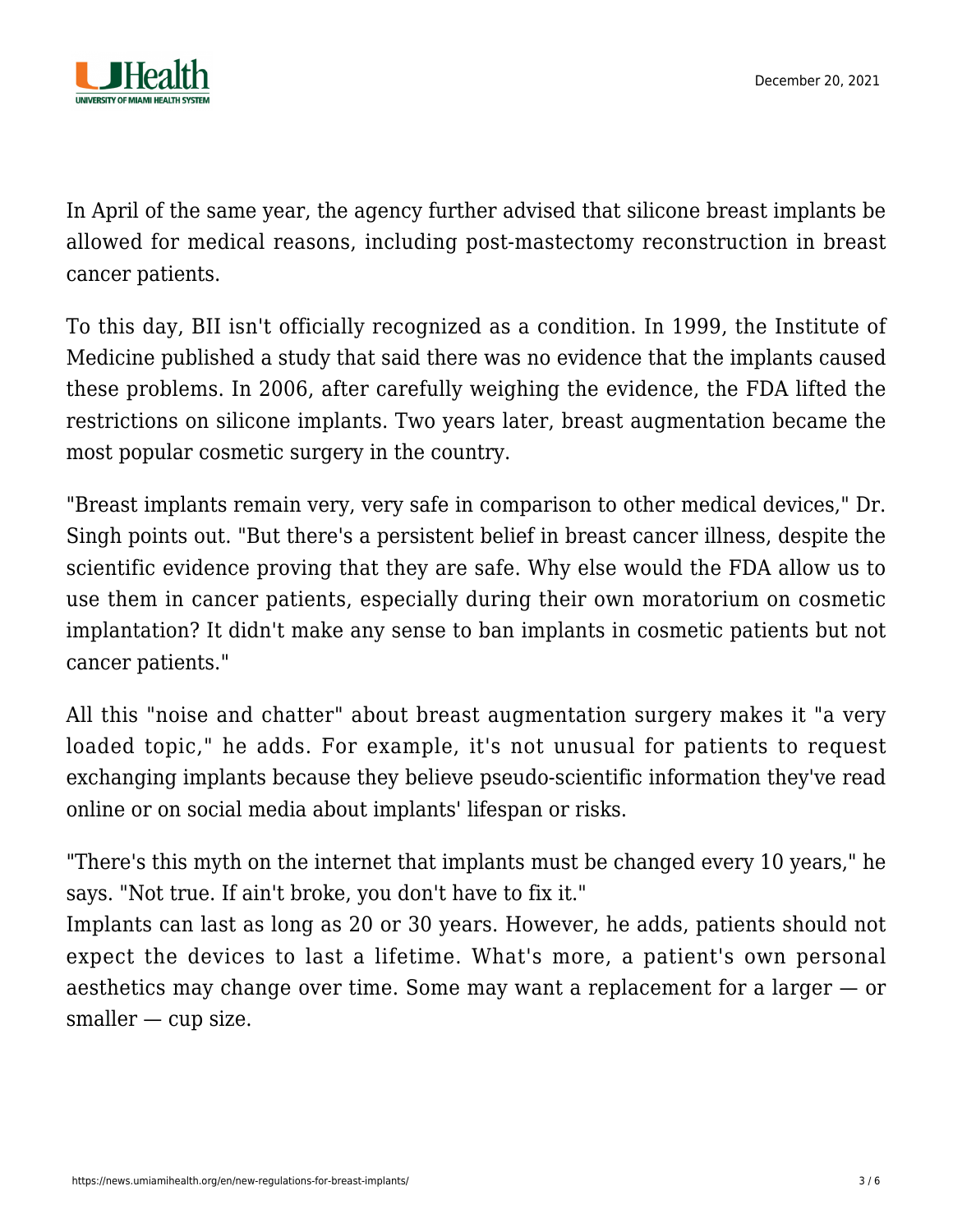In April of the same year, the agency further advised that silicone breast implants be allowed for medical reasons, including post-mastectomy reconstruction in breast cancer patients.

To this day, BII isn't officially recognized as a condition. In 1999, the Institute of Medicine published a study that said there was no evidence that the implants caused these problems. In 2006, after carefully weighing the evidence, the FDA lifted the restrictions on silicone implants. Two years later, breast augmentation became the most popular cosmetic surgery in the country.

"Breast implants remain very, very safe in comparison to other medical devices," Dr. Singh points out. "But there's a persistent belief in breast cancer illness, despite the scientific evidence proving that they are safe. Why else would the FDA allow us to use them in cancer patients, especially during their own moratorium on cosmetic implantation? It didn't make any sense to ban implants in cosmetic patients but not cancer patients."

All this "noise and chatter" about breast augmentation surgery makes it "a very loaded topic," he adds. For example, it's not unusual for patients to request exchanging implants because they believe pseudo-scientific information they've read online or on social media about implants' lifespan or risks.

"There's this myth on the internet that implants must be changed every 10 years," he says. "Not true. If ain't broke, you don't have to fix it."
Implants can last as long as 20 or 30 years. However, he adds, patients should not expect the devices to last a lifetime. What's more, a patient's own personal aesthetics may change over time. Some may want a replacement for a larger — or smaller — cup size.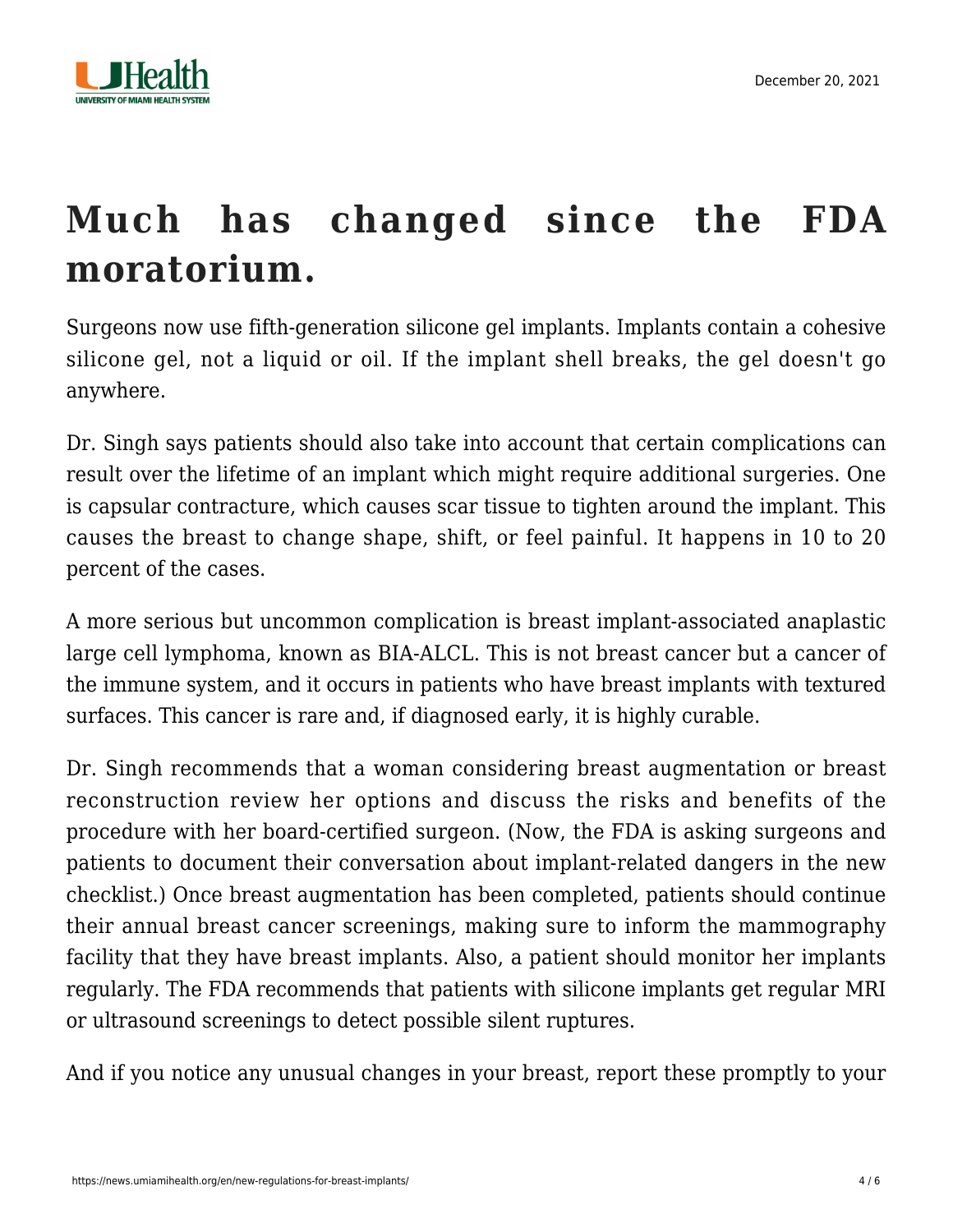# Much has changed since the FDA moratorium.

Surgeons now use fifth-generation silicone gel implants. Implants contain a cohesive silicone gel, not a liquid or oil. If the implant shell breaks, the gel doesn't go anywhere.

Dr. Singh says patients should also take into account that certain complications can result over the lifetime of an implant which might require additional surgeries. One is capsular contracture, which causes scar tissue to tighten around the implant. This causes the breast to change shape, shift, or feel painful. It happens in 10 to 20 percent of the cases.

A more serious but uncommon complication is breast implant-associated anaplastic large cell lymphoma, known as BIA-ALCL. This is not breast cancer but a cancer of the immune system, and it occurs in patients who have breast implants with textured surfaces. This cancer is rare and, if diagnosed early, it is highly curable.

Dr. Singh recommends that a woman considering breast augmentation or breast reconstruction review her options and discuss the risks and benefits of the procedure with her board-certified surgeon. (Now, the FDA is asking surgeons and patients to document their conversation about implant-related dangers in the new checklist.) Once breast augmentation has been completed, patients should continue their annual breast cancer screenings, making sure to inform the mammography facility that they have breast implants. Also, a patient should monitor her implants regularly. The FDA recommends that patients with silicone implants get regular MRI or ultrasound screenings to detect possible silent ruptures.

And if you notice any unusual changes in your breast, report these promptly to your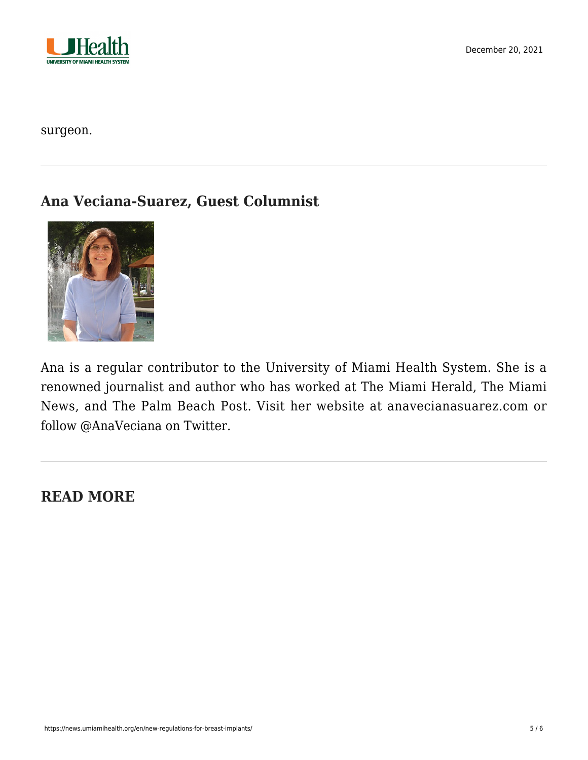surgeon.

---

## Ana Veciana-Suarez, Guest Columnist

Ana is a regular contributor to the University of Miami Health System. She is a renowned journalist and author who has worked at The Miami Herald, The Miami News, and The Palm Beach Post. Visit her website at anavecianasuarez.com or follow @AnaVeciana on Twitter.

---

## READ MORE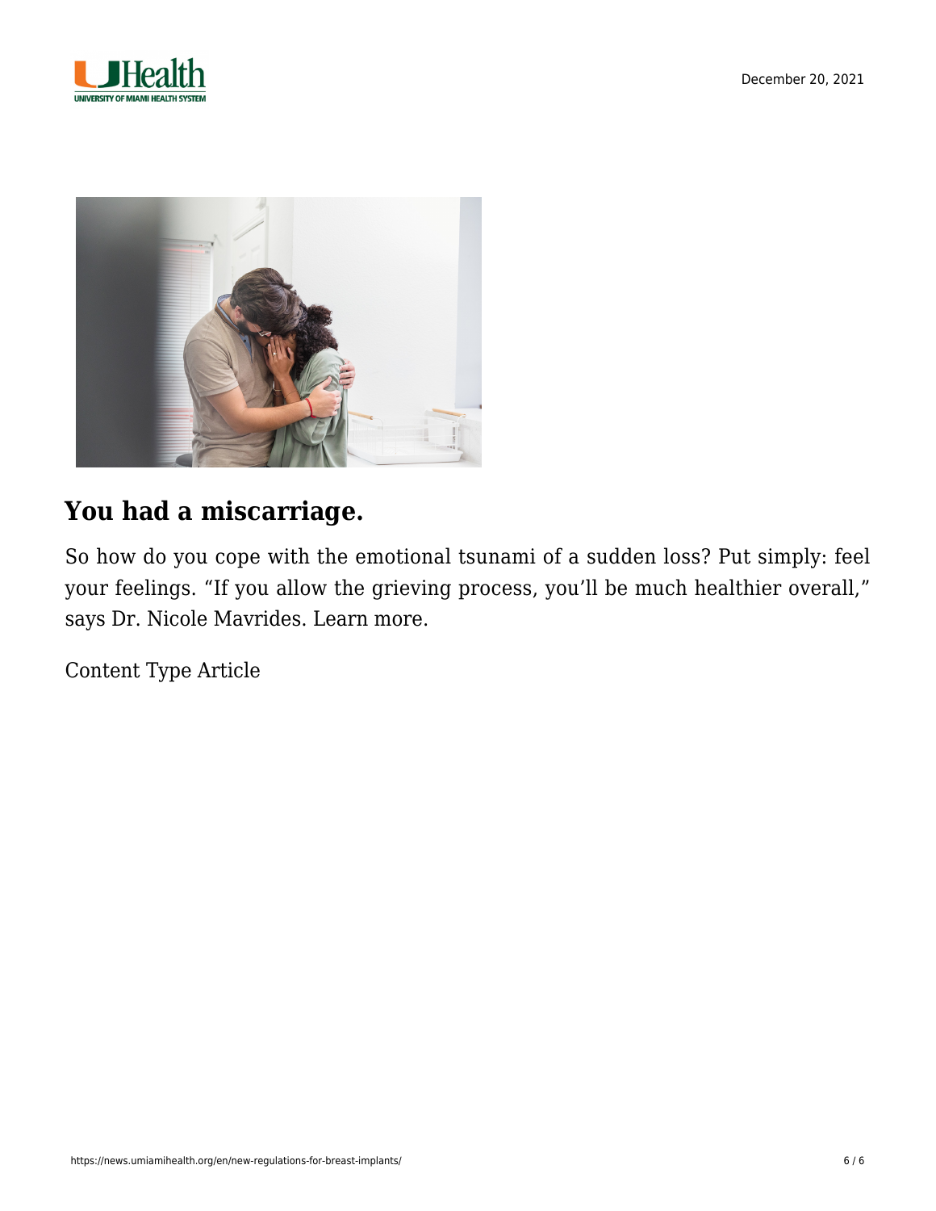## You had a miscarriage.

So how do you cope with the emotional tsunami of a sudden loss? Put simply: feel your feelings. “If you allow the grieving process, you’ll be much healthier overall,” says Dr. Nicole Mavrides. Learn more.

Content Type Article